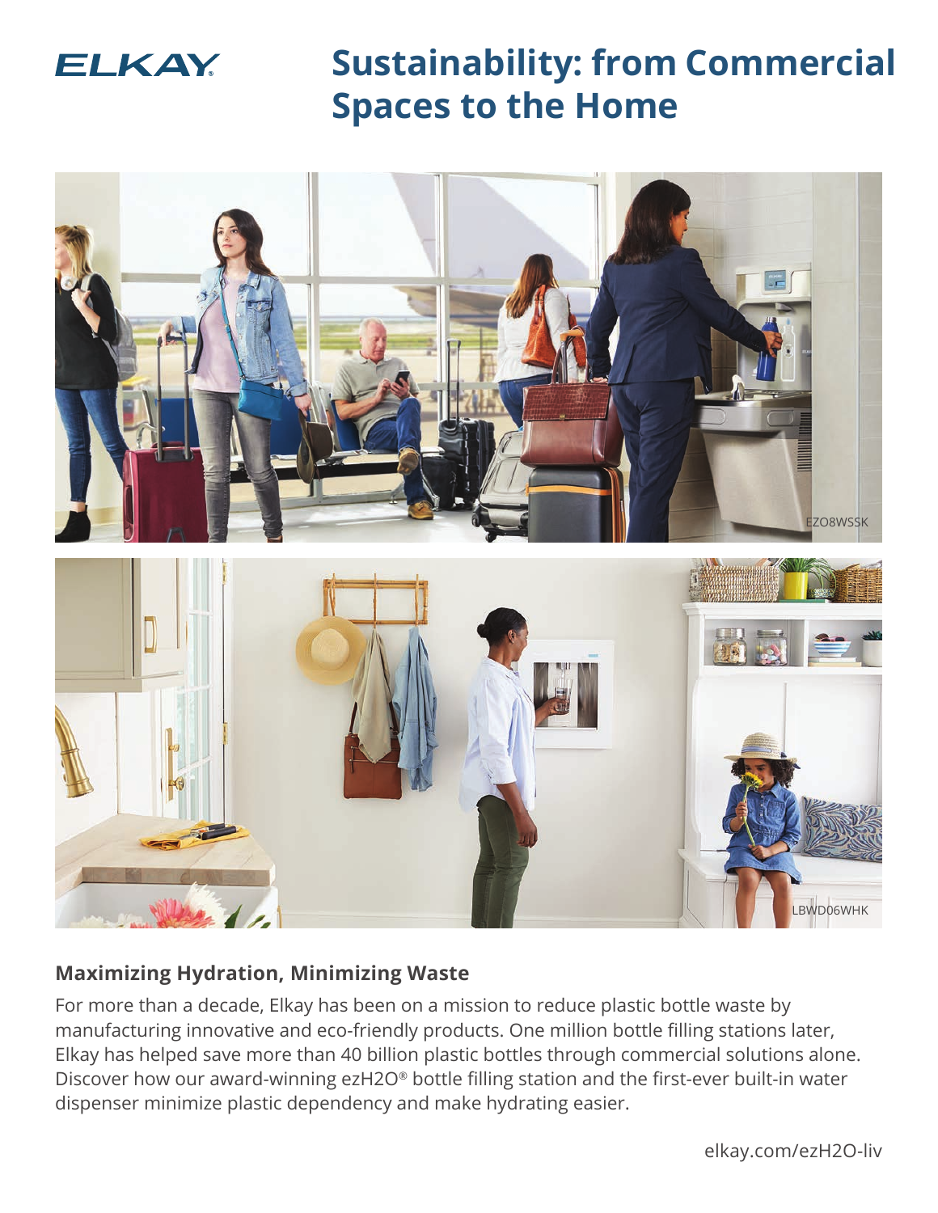ELKAY

# Sustainability: from Commercial Spaces to the Home

EZO8WSSK

LBWD06WHK

## Maximizing Hydration, Minimizing Waste

For more than a decade, Elkay has been on a mission to reduce plastic bottle waste by manufacturing innovative and eco-friendly products. One million bottle filling stations later, Elkay has helped save more than 40 billion plastic bottles through commercial solutions alone. Discover how our award-winning ezH2O® bottle filling station and the first-ever built-in water dispenser minimize plastic dependency and make hydrating easier.

elkay.com/ezH2O-liv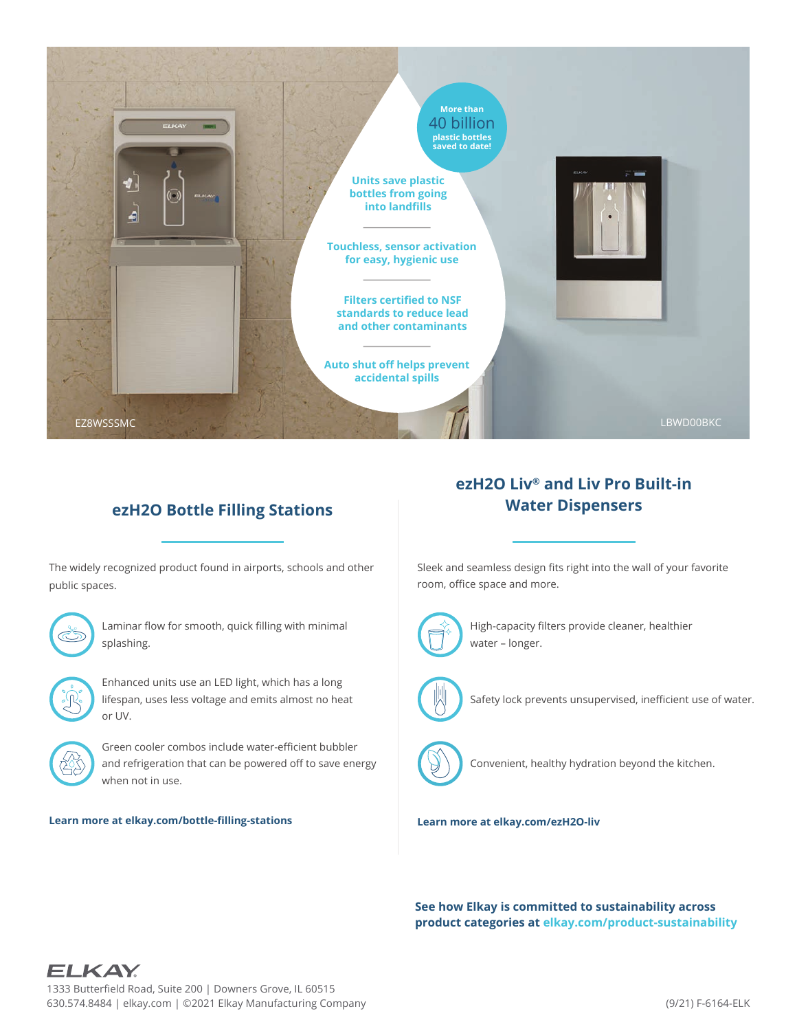More than
40 billion
plastic bottles saved to date!

Units save plastic bottles from going into landfills

Touchless, sensor activation for easy, hygienic use

Filters certified to NSF standards to reduce lead and other contaminants

Auto shut off helps prevent accidental spills

EZ8WSSSMC

LBWD00BKC

## ezH2O Bottle Filling Stations

The widely recognized product found in airports, schools and other public spaces.

- Laminar flow for smooth, quick filling with minimal splashing.
- Enhanced units use an LED light, which has a long lifespan, uses less voltage and emits almost no heat or UV.
- Green cooler combos include water-efficient bubbler and refrigeration that can be powered off to save energy when not in use.

**Learn more at elkay.com/bottle-filling-stations**

## ezH2O Liv® and Liv Pro Built-in Water Dispensers

Sleek and seamless design fits right into the wall of your favorite room, office space and more.

- High-capacity filters provide cleaner, healthier water – longer.
- Safety lock prevents unsupervised, inefficient use of water.
- Convenient, healthy hydration beyond the kitchen.

**Learn more at elkay.com/ezH2O-liv**

**See how Elkay is committed to sustainability across product categories at elkay.com/product-sustainability**

ELKAY
1333 Butterfield Road, Suite 200 | Downers Grove, IL 60515
630.574.8484 | elkay.com | ©2021 Elkay Manufacturing Company

(9/21) F-6164-ELK